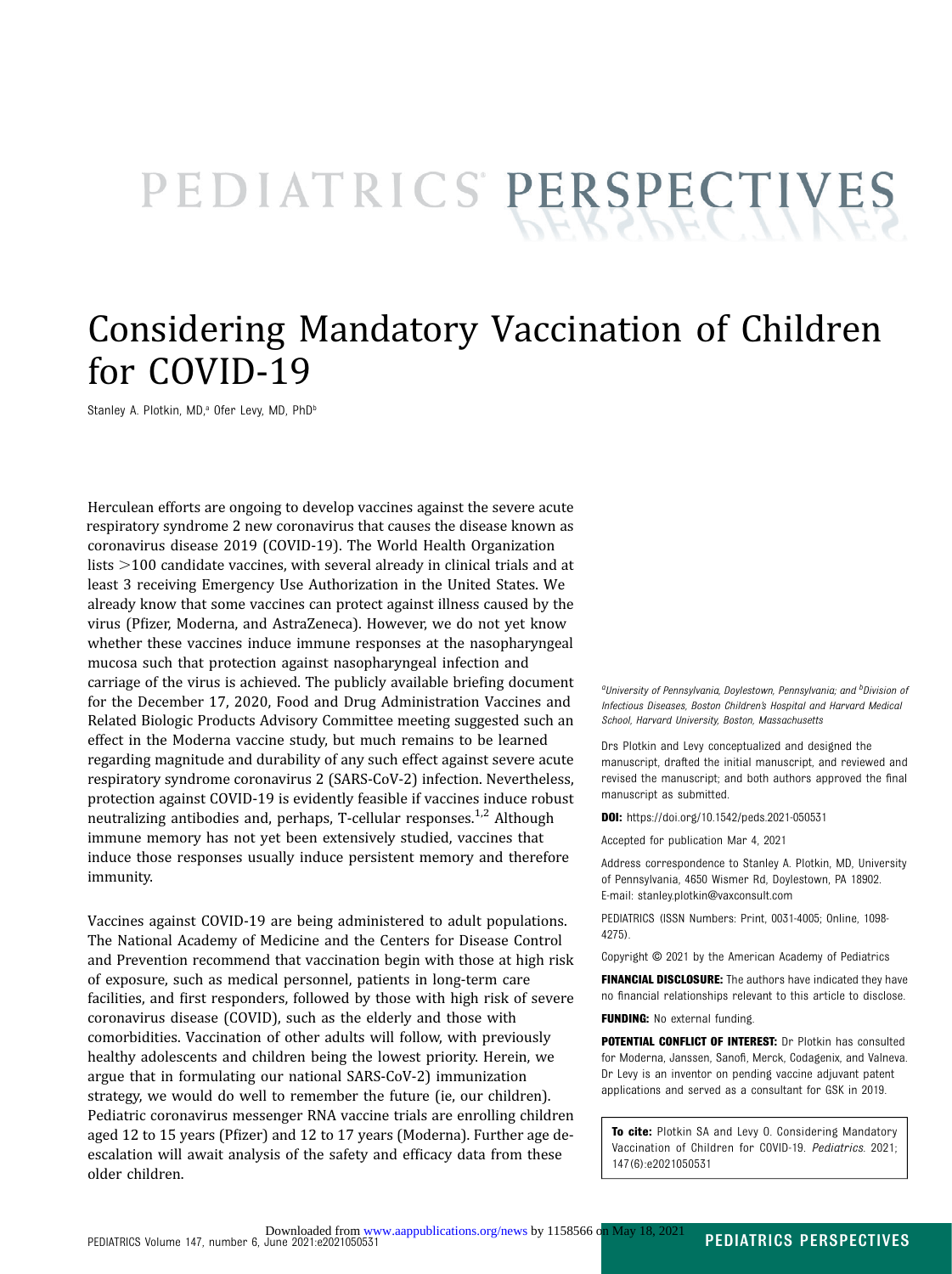PEDIATRICS PERSPECTIVES

# Considering Mandatory Vaccination of Children for COVID-19

Stanley A. Plotkin, MD,[a] Ofer Levy, MD, PhD[b]

Herculean efforts are ongoing to develop vaccines against the severe acute respiratory syndrome 2 new coronavirus that causes the disease known as coronavirus disease 2019 (COVID-19). The World Health Organization lists >100 candidate vaccines, with several already in clinical trials and at least 3 receiving Emergency Use Authorization in the United States. We already know that some vaccines can protect against illness caused by the virus (Pfizer, Moderna, and AstraZeneca). However, we do not yet know whether these vaccines induce immune responses at the nasopharyngeal mucosa such that protection against nasopharyngeal infection and carriage of the virus is achieved. The publicly available briefing document for the December 17, 2020, Food and Drug Administration Vaccines and Related Biologic Products Advisory Committee meeting suggested such an effect in the Moderna vaccine study, but much remains to be learned regarding magnitude and durability of any such effect against severe acute respiratory syndrome coronavirus 2 (SARS-CoV-2) infection. Nevertheless, protection against COVID-19 is evidently feasible if vaccines induce robust neutralizing antibodies and, perhaps, T-cellular responses.[1,2] Although immune memory has not yet been extensively studied, vaccines that induce those responses usually induce persistent memory and therefore immunity.

Vaccines against COVID-19 are being administered to adult populations. The National Academy of Medicine and the Centers for Disease Control and Prevention recommend that vaccination begin with those at high risk of exposure, such as medical personnel, patients in long-term care facilities, and first responders, followed by those with high risk of severe coronavirus disease (COVID), such as the elderly and those with comorbidities. Vaccination of other adults will follow, with previously healthy adolescents and children being the lowest priority. Herein, we argue that in formulating our national SARS-CoV-2) immunization strategy, we would do well to remember the future (ie, our children). Pediatric coronavirus messenger RNA vaccine trials are enrolling children aged 12 to 15 years (Pfizer) and 12 to 17 years (Moderna). Further age de-escalation will await analysis of the safety and efficacy data from these older children.

*[a]University of Pennsylvania, Doylestown, Pennsylvania; and [b]Division of Infectious Diseases, Boston Children's Hospital and Harvard Medical School, Harvard University, Boston, Massachusetts*

Drs Plotkin and Levy conceptualized and designed the manuscript, drafted the initial manuscript, and reviewed and revised the manuscript; and both authors approved the final manuscript as submitted.

**DOI:** https://doi.org/10.1542/peds.2021-050531

Accepted for publication Mar 4, 2021

Address correspondence to Stanley A. Plotkin, MD, University of Pennsylvania, 4650 Wismer Rd, Doylestown, PA 18902. E-mail: stanley.plotkin@vaxconsult.com

PEDIATRICS (ISSN Numbers: Print, 0031-4005; Online, 1098-4275).

Copyright © 2021 by the American Academy of Pediatrics

**FINANCIAL DISCLOSURE:** The authors have indicated they have no financial relationships relevant to this article to disclose.

**FUNDING:** No external funding.

**POTENTIAL CONFLICT OF INTEREST:** Dr Plotkin has consulted for Moderna, Janssen, Sanofi, Merck, Codagenix, and Valneva. Dr Levy is an inventor on pending vaccine adjuvant patent applications and served as a consultant for GSK in 2019.

**To cite:** Plotkin SA and Levy O. Considering Mandatory Vaccination of Children for COVID-19. *Pediatrics.* 2021; 147(6):e2021050531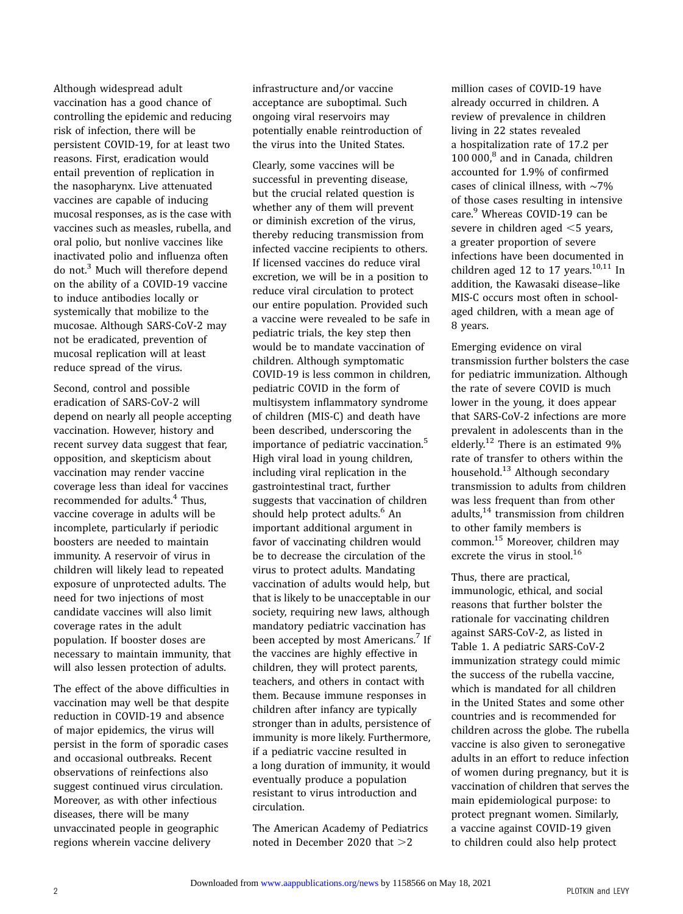Although widespread adult vaccination has a good chance of controlling the epidemic and reducing risk of infection, there will be persistent COVID-19, for at least two reasons. First, eradication would entail prevention of replication in the nasopharynx. Live attenuated vaccines are capable of inducing mucosal responses, as is the case with vaccines such as measles, rubella, and oral polio, but nonlive vaccines like inactivated polio and influenza often do not.[3] Much will therefore depend on the ability of a COVID-19 vaccine to induce antibodies locally or systemically that mobilize to the mucosae. Although SARS-CoV-2 may not be eradicated, prevention of mucosal replication will at least reduce spread of the virus.

Second, control and possible eradication of SARS-CoV-2 will depend on nearly all people accepting vaccination. However, history and recent survey data suggest that fear, opposition, and skepticism about vaccination may render vaccine coverage less than ideal for vaccines recommended for adults.[4] Thus, vaccine coverage in adults will be incomplete, particularly if periodic boosters are needed to maintain immunity. A reservoir of virus in children will likely lead to repeated exposure of unprotected adults. The need for two injections of most candidate vaccines will also limit coverage rates in the adult population. If booster doses are necessary to maintain immunity, that will also lessen protection of adults.

The effect of the above difficulties in vaccination may well be that despite reduction in COVID-19 and absence of major epidemics, the virus will persist in the form of sporadic cases and occasional outbreaks. Recent observations of reinfections also suggest continued virus circulation. Moreover, as with other infectious diseases, there will be many unvaccinated people in geographic regions wherein vaccine delivery infrastructure and/or vaccine acceptance are suboptimal. Such ongoing viral reservoirs may potentially enable reintroduction of the virus into the United States.

Clearly, some vaccines will be successful in preventing disease, but the crucial related question is whether any of them will prevent or diminish excretion of the virus, thereby reducing transmission from infected vaccine recipients to others. If licensed vaccines do reduce viral excretion, we will be in a position to reduce viral circulation to protect our entire population. Provided such a vaccine were revealed to be safe in pediatric trials, the key step then would be to mandate vaccination of children. Although symptomatic COVID-19 is less common in children, pediatric COVID in the form of multisystem inflammatory syndrome of children (MIS-C) and death have been described, underscoring the importance of pediatric vaccination.[5] High viral load in young children, including viral replication in the gastrointestinal tract, further suggests that vaccination of children should help protect adults.[6] An important additional argument in favor of vaccinating children would be to decrease the circulation of the virus to protect adults. Mandating vaccination of adults would help, but that is likely to be unacceptable in our society, requiring new laws, although mandatory pediatric vaccination has been accepted by most Americans.[7] If the vaccines are highly effective in children, they will protect parents, teachers, and others in contact with them. Because immune responses in children after infancy are typically stronger than in adults, persistence of immunity is more likely. Furthermore, if a pediatric vaccine resulted in a long duration of immunity, it would eventually produce a population resistant to virus introduction and circulation.

The American Academy of Pediatrics noted in December 2020 that >2 million cases of COVID-19 have already occurred in children. A review of prevalence in children living in 22 states revealed a hospitalization rate of 17.2 per 100 000,[8] and in Canada, children accounted for 1.9% of confirmed cases of clinical illness, with ~7% of those cases resulting in intensive care.[9] Whereas COVID-19 can be severe in children aged <5 years, a greater proportion of severe infections have been documented in children aged 12 to 17 years.[10,11] In addition, the Kawasaki disease–like MIS-C occurs most often in school-aged children, with a mean age of 8 years.

Emerging evidence on viral transmission further bolsters the case for pediatric immunization. Although the rate of severe COVID is much lower in the young, it does appear that SARS-CoV-2 infections are more prevalent in adolescents than in the elderly.[12] There is an estimated 9% rate of transfer to others within the household.[13] Although secondary transmission to adults from children was less frequent than from other adults,[14] transmission from children to other family members is common.[15] Moreover, children may excrete the virus in stool.[16]

Thus, there are practical, immunologic, ethical, and social reasons that further bolster the rationale for vaccinating children against SARS-CoV-2, as listed in Table 1. A pediatric SARS-CoV-2 immunization strategy could mimic the success of the rubella vaccine, which is mandated for all children in the United States and some other countries and is recommended for children across the globe. The rubella vaccine is also given to seronegative adults in an effort to reduce infection of women during pregnancy, but it is vaccination of children that serves the main epidemiological purpose: to protect pregnant women. Similarly, a vaccine against COVID-19 given to children could also help protect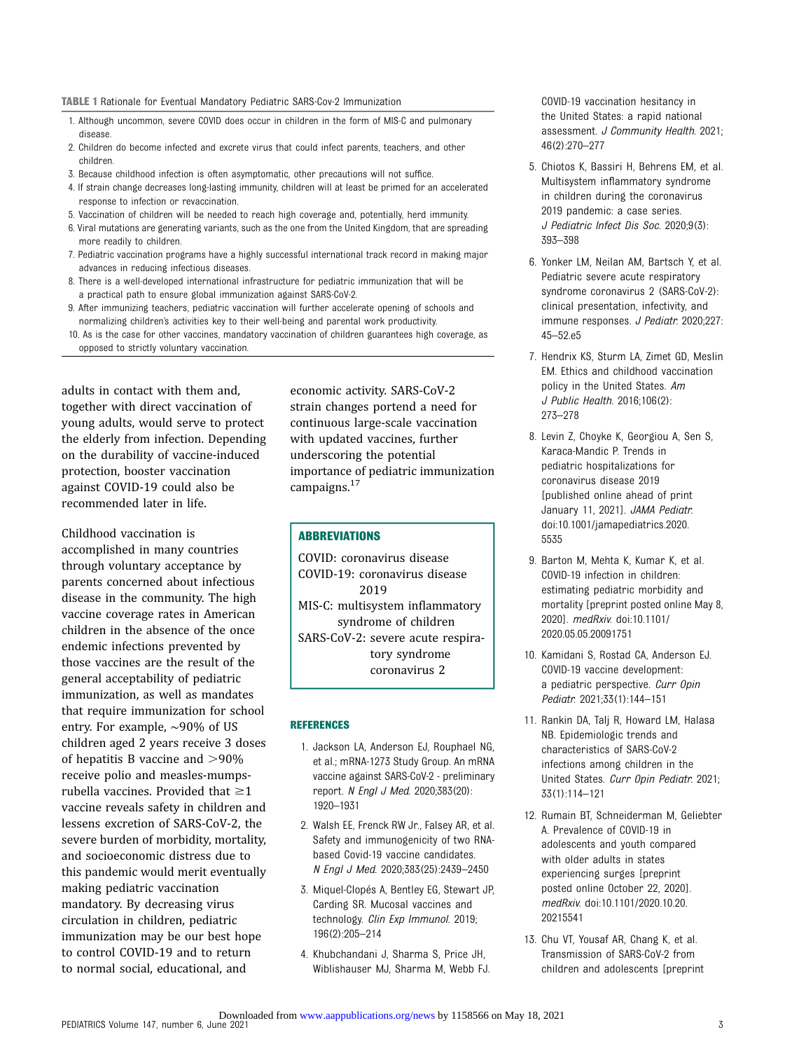**TABLE 1** Rationale for Eventual Mandatory Pediatric SARS-Cov-2 Immunization

1. Although uncommon, severe COVID does occur in children in the form of MIS-C and pulmonary disease.
2. Children do become infected and excrete virus that could infect parents, teachers, and other children.
3. Because childhood infection is often asymptomatic, other precautions will not suffice.
4. If strain change decreases long-lasting immunity, children will at least be primed for an accelerated response to infection or revaccination.
5. Vaccination of children will be needed to reach high coverage and, potentially, herd immunity.
6. Viral mutations are generating variants, such as the one from the United Kingdom, that are spreading more readily to children.
7. Pediatric vaccination programs have a highly successful international track record in making major advances in reducing infectious diseases.
8. There is a well-developed international infrastructure for pediatric immunization that will be a practical path to ensure global immunization against SARS-CoV-2.
9. After immunizing teachers, pediatric vaccination will further accelerate opening of schools and normalizing children's activities key to their well-being and parental work productivity.
10. As is the case for other vaccines, mandatory vaccination of children guarantees high coverage, as opposed to strictly voluntary vaccination.

adults in contact with them and, together with direct vaccination of young adults, would serve to protect the elderly from infection. Depending on the durability of vaccine-induced protection, booster vaccination against COVID-19 could also be recommended later in life.

Childhood vaccination is accomplished in many countries through voluntary acceptance by parents concerned about infectious disease in the community. The high vaccine coverage rates in American children in the absence of the once endemic infections prevented by those vaccines are the result of the general acceptability of pediatric immunization, as well as mandates that require immunization for school entry. For example, ~90% of US children aged 2 years receive 3 doses of hepatitis B vaccine and >90% receive polio and measles-mumps-rubella vaccines. Provided that ≥1 vaccine reveals safety in children and lessens excretion of SARS-CoV-2, the severe burden of morbidity, mortality, and socioeconomic distress due to this pandemic would merit eventually making pediatric vaccination mandatory. By decreasing virus circulation in children, pediatric immunization may be our best hope to control COVID-19 and to return to normal social, educational, and economic activity. SARS-CoV-2 strain changes portend a need for continuous large-scale vaccination with updated vaccines, further underscoring the potential importance of pediatric immunization campaigns.[17]

## ABBREVIATIONS

COVID: coronavirus disease
COVID-19: coronavirus disease 2019
MIS-C: multisystem inflammatory syndrome of children
SARS-CoV-2: severe acute respiratory syndrome coronavirus 2

## REFERENCES

1. Jackson LA, Anderson EJ, Rouphael NG, et al.; mRNA-1273 Study Group. An mRNA vaccine against SARS-CoV-2 - preliminary report. *N Engl J Med*. 2020;383(20):1920–1931
2. Walsh EE, Frenck RW Jr., Falsey AR, et al. Safety and immunogenicity of two RNA-based Covid-19 vaccine candidates. *N Engl J Med*. 2020;383(25):2439–2450
3. Miquel-Clopés A, Bentley EG, Stewart JP, Carding SR. Mucosal vaccines and technology. *Clin Exp Immunol*. 2019;196(2):205–214
4. Khubchandani J, Sharma S, Price JH, Wiblishauser MJ, Sharma M, Webb FJ. COVID-19 vaccination hesitancy in the United States: a rapid national assessment. *J Community Health*. 2021;46(2):270–277
5. Chiotos K, Bassiri H, Behrens EM, et al. Multisystem inflammatory syndrome in children during the coronavirus 2019 pandemic: a case series. *J Pediatric Infect Dis Soc*. 2020;9(3):393–398
6. Yonker LM, Neilan AM, Bartsch Y, et al. Pediatric severe acute respiratory syndrome coronavirus 2 (SARS-CoV-2): clinical presentation, infectivity, and immune responses. *J Pediatr*. 2020;227:45–52.e5
7. Hendrix KS, Sturm LA, Zimet GD, Meslin EM. Ethics and childhood vaccination policy in the United States. *Am J Public Health*. 2016;106(2):273–278
8. Levin Z, Choyke K, Georgiou A, Sen S, Karaca-Mandic P. Trends in pediatric hospitalizations for coronavirus disease 2019 [published online ahead of print January 11, 2021]. *JAMA Pediatr*. doi:10.1001/jamapediatrics.2020.5535
9. Barton M, Mehta K, Kumar K, et al. COVID-19 infection in children: estimating pediatric morbidity and mortality [preprint posted online May 8, 2020]. *medRxiv*. doi:10.1101/2020.05.05.20091751
10. Kamidani S, Rostad CA, Anderson EJ. COVID-19 vaccine development: a pediatric perspective. *Curr Opin Pediatr*. 2021;33(1):144–151
11. Rankin DA, Talj R, Howard LM, Halasa NB. Epidemiologic trends and characteristics of SARS-CoV-2 infections among children in the United States. *Curr Opin Pediatr*. 2021;33(1):114–121
12. Rumain BT, Schneiderman M, Geliebter A. Prevalence of COVID-19 in adolescents and youth compared with older adults in states experiencing surges [preprint posted online October 22, 2020]. *medRxiv*. doi:10.1101/2020.10.20.20215541
13. Chu VT, Yousaf AR, Chang K, et al. Transmission of SARS-CoV-2 from children and adolescents [preprint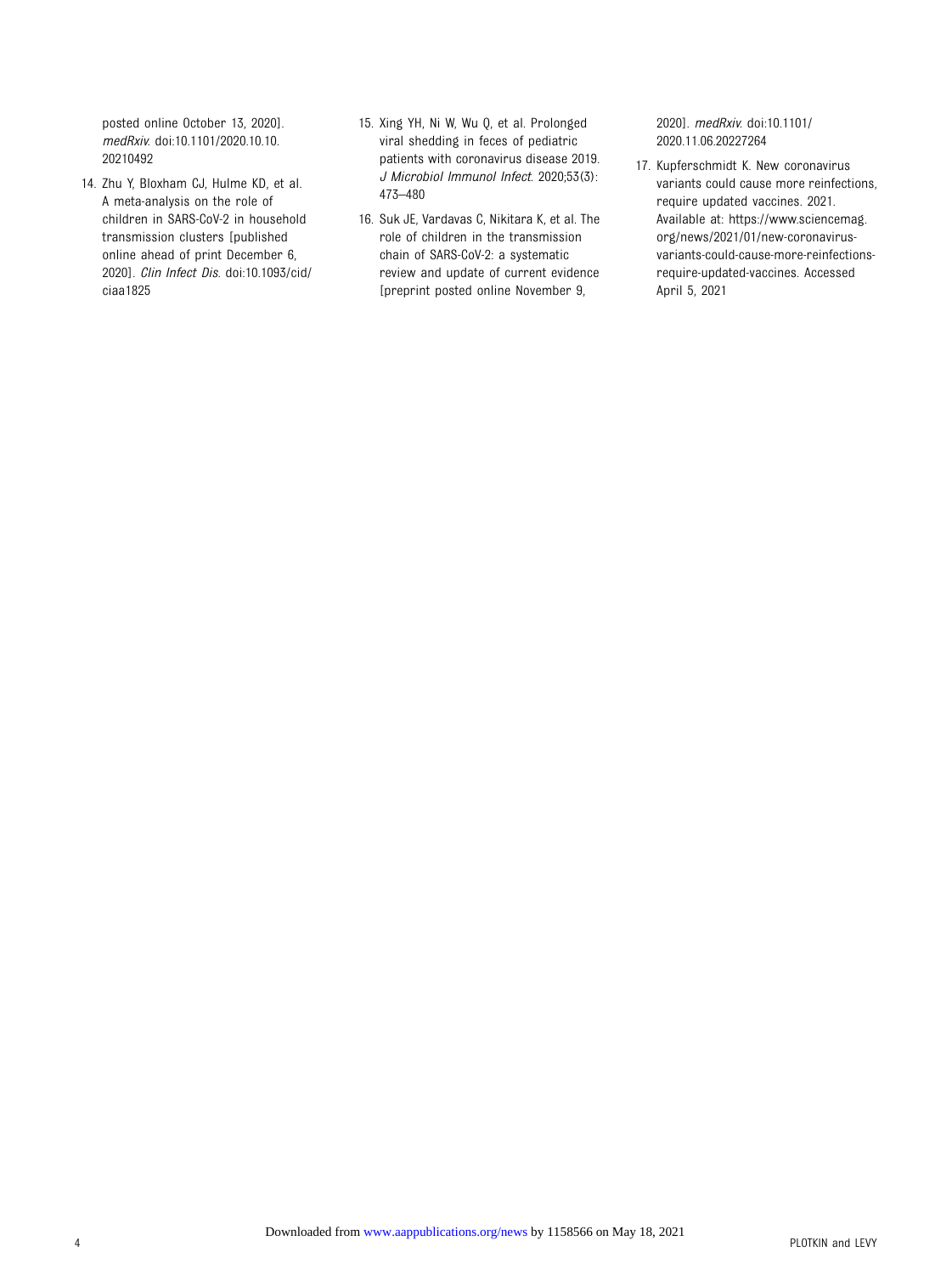posted online October 13, 2020]. *medRxiv*. doi:10.1101/2020.10.10.20210492

14. Zhu Y, Bloxham CJ, Hulme KD, et al. A meta-analysis on the role of children in SARS-CoV-2 in household transmission clusters [published online ahead of print December 6, 2020]. *Clin Infect Dis*. doi:10.1093/cid/ciaa1825

15. Xing YH, Ni W, Wu Q, et al. Prolonged viral shedding in feces of pediatric patients with coronavirus disease 2019. *J Microbiol Immunol Infect*. 2020;53(3):473–480

16. Suk JE, Vardavas C, Nikitara K, et al. The role of children in the transmission chain of SARS-CoV-2: a systematic review and update of current evidence [preprint posted online November 9, 2020]. *medRxiv*. doi:10.1101/2020.11.06.20227264

17. Kupferschmidt K. New coronavirus variants could cause more reinfections, require updated vaccines. 2021. Available at: https://www.sciencemag.org/news/2021/01/new-coronavirus-variants-could-cause-more-reinfections-require-updated-vaccines. Accessed April 5, 2021

Downloaded from www.aappublications.org/news by 1158566 on May 18, 2021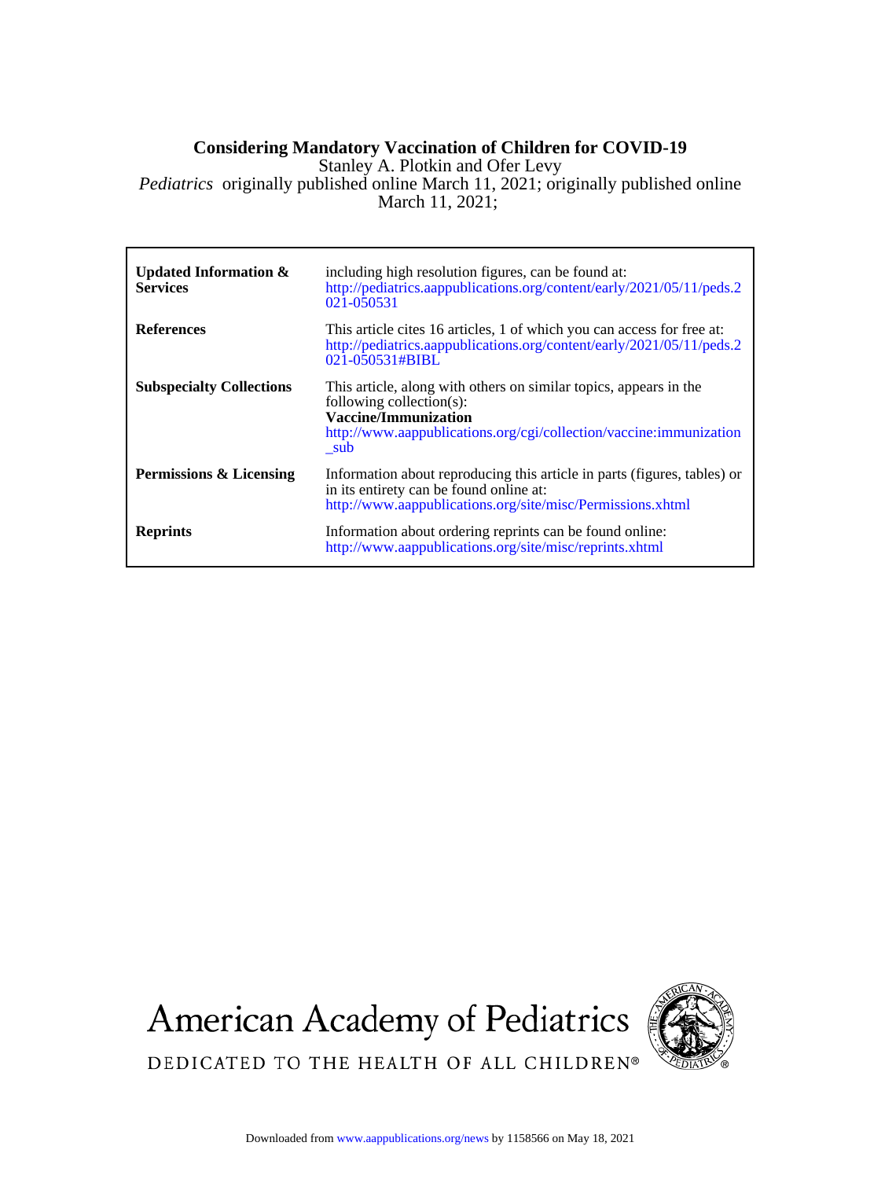# Considering Mandatory Vaccination of Children for COVID-19

Stanley A. Plotkin and Ofer Levy

*Pediatrics* originally published online March 11, 2021; originally published online March 11, 2021;

| | |
|---|---|
| **Updated Information & Services** | including high resolution figures, can be found at: http://pediatrics.aappublications.org/content/early/2021/05/11/peds.2021-050531 |
| **References** | This article cites 16 articles, 1 of which you can access for free at: http://pediatrics.aappublications.org/content/early/2021/05/11/peds.2021-050531#BIBL |
| **Subspecialty Collections** | This article, along with others on similar topics, appears in the following collection(s): **Vaccine/Immunization** http://www.aappublications.org/cgi/collection/vaccine:immunization_sub |
| **Permissions & Licensing** | Information about reproducing this article in parts (figures, tables) or in its entirety can be found online at: http://www.aappublications.org/site/misc/Permissions.xhtml |
| **Reprints** | Information about ordering reprints can be found online: http://www.aappublications.org/site/misc/reprints.xhtml |

American Academy of Pediatrics

DEDICATED TO THE HEALTH OF ALL CHILDREN®

Downloaded from www.aappublications.org/news by 1158566 on May 18, 2021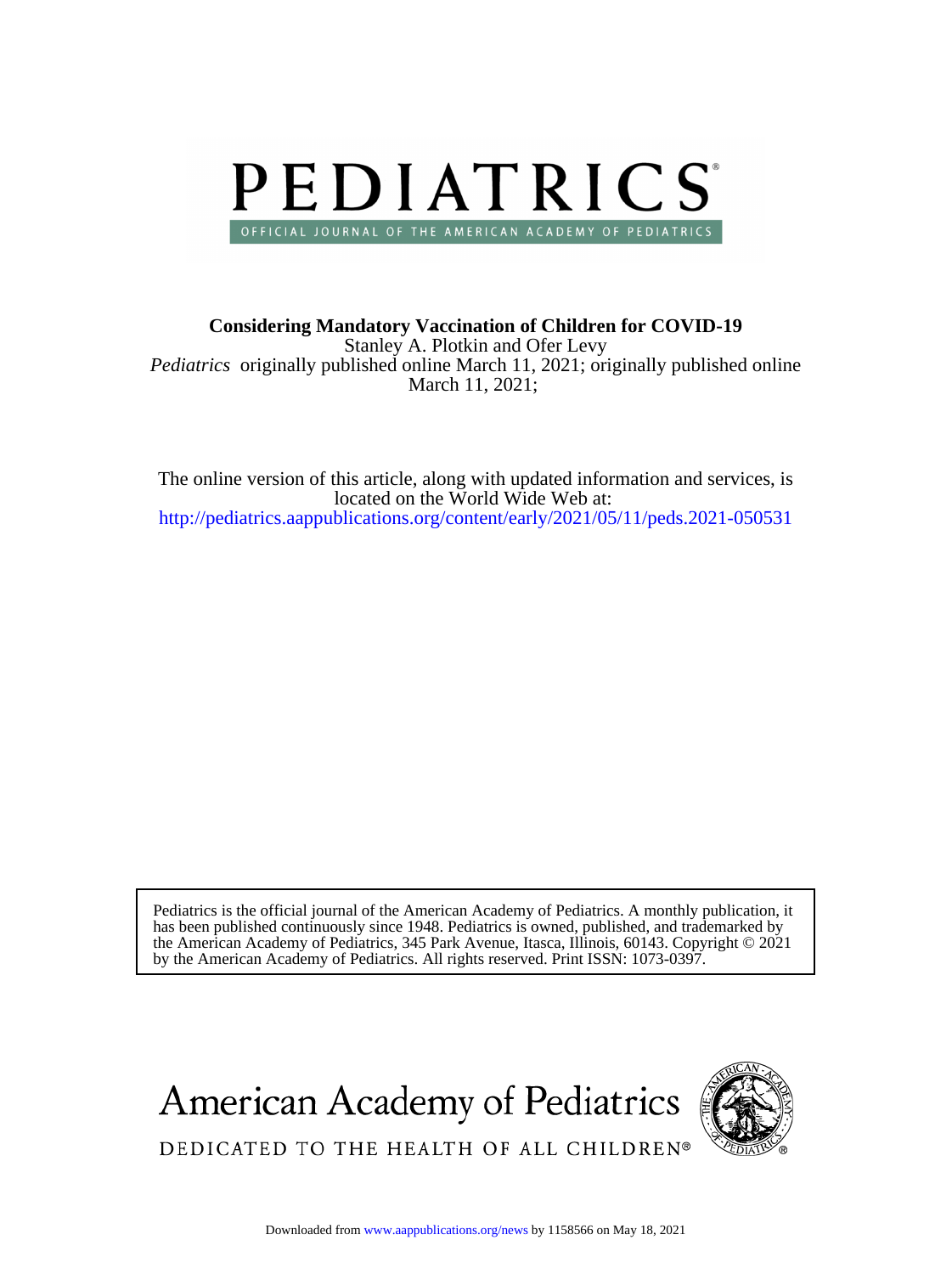**Considering Mandatory Vaccination of Children for COVID-19**

Stanley A. Plotkin and Ofer Levy

*Pediatrics* originally published online March 11, 2021; originally published online March 11, 2021;

The online version of this article, along with updated information and services, is located on the World Wide Web at:
http://pediatrics.aappublications.org/content/early/2021/05/11/peds.2021-050531

Pediatrics is the official journal of the American Academy of Pediatrics. A monthly publication, it has been published continuously since 1948. Pediatrics is owned, published, and trademarked by the American Academy of Pediatrics, 345 Park Avenue, Itasca, Illinois, 60143. Copyright © 2021 by the American Academy of Pediatrics. All rights reserved. Print ISSN: 1073-0397.

American Academy of Pediatrics

DEDICATED TO THE HEALTH OF ALL CHILDREN®

Downloaded from www.aappublications.org/news by 1158566 on May 18, 2021